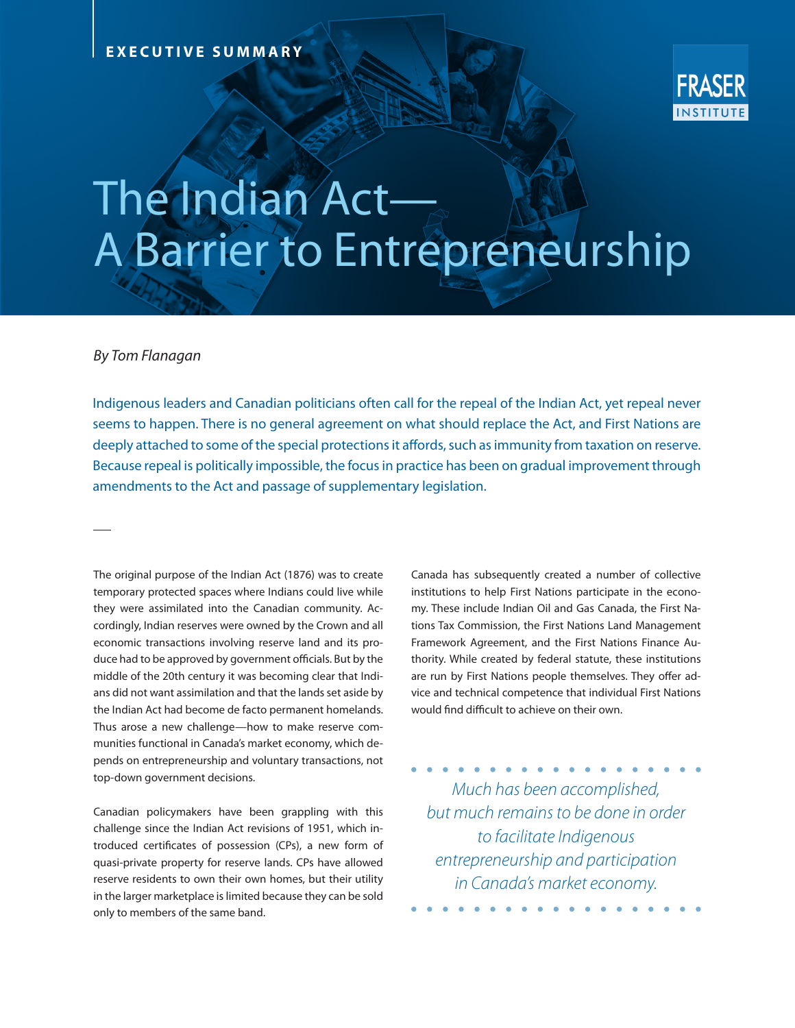EXECUTIVE SUMMARY

FRASER INSTITUTE

# The Indian Act— A Barrier to Entrepreneurship

*By Tom Flanagan*

Indigenous leaders and Canadian politicians often call for the repeal of the Indian Act, yet repeal never seems to happen. There is no general agreement on what should replace the Act, and First Nations are deeply attached to some of the special protections it affords, such as immunity from taxation on reserve. Because repeal is politically impossible, the focus in practice has been on gradual improvement through amendments to the Act and passage of supplementary legislation.

The original purpose of the Indian Act (1876) was to create temporary protected spaces where Indians could live while they were assimilated into the Canadian community. Accordingly, Indian reserves were owned by the Crown and all economic transactions involving reserve land and its produce had to be approved by government officials. But by the middle of the 20th century it was becoming clear that Indians did not want assimilation and that the lands set aside by the Indian Act had become de facto permanent homelands. Thus arose a new challenge—how to make reserve communities functional in Canada's market economy, which depends on entrepreneurship and voluntary transactions, not top-down government decisions.

Canadian policymakers have been grappling with this challenge since the Indian Act revisions of 1951, which introduced certificates of possession (CPs), a new form of quasi-private property for reserve lands. CPs have allowed reserve residents to own their own homes, but their utility in the larger marketplace is limited because they can be sold only to members of the same band.

Canada has subsequently created a number of collective institutions to help First Nations participate in the economy. These include Indian Oil and Gas Canada, the First Nations Tax Commission, the First Nations Land Management Framework Agreement, and the First Nations Finance Authority. While created by federal statute, these institutions are run by First Nations people themselves. They offer advice and technical competence that individual First Nations would find difficult to achieve on their own.

*Much has been accomplished, but much remains to be done in order to facilitate Indigenous entrepreneurship and participation in Canada's market economy.*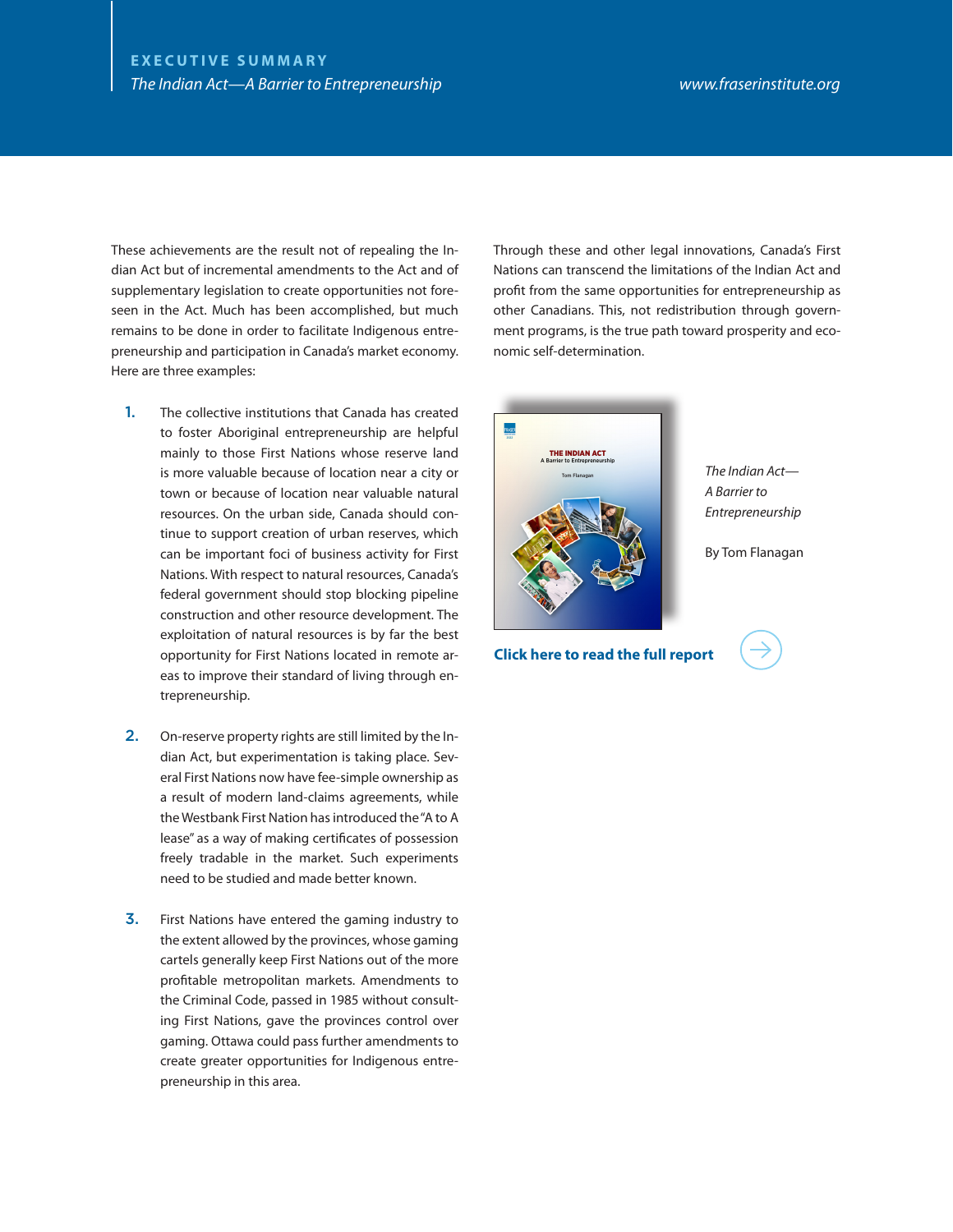These achievements are the result not of repealing the Indian Act but of incremental amendments to the Act and of supplementary legislation to create opportunities not foreseen in the Act. Much has been accomplished, but much remains to be done in order to facilitate Indigenous entrepreneurship and participation in Canada's market economy. Here are three examples:

1. The collective institutions that Canada has created to foster Aboriginal entrepreneurship are helpful mainly to those First Nations whose reserve land is more valuable because of location near a city or town or because of location near valuable natural resources. On the urban side, Canada should continue to support creation of urban reserves, which can be important foci of business activity for First Nations. With respect to natural resources, Canada's federal government should stop blocking pipeline construction and other resource development. The exploitation of natural resources is by far the best opportunity for First Nations located in remote areas to improve their standard of living through entrepreneurship.

2. On-reserve property rights are still limited by the Indian Act, but experimentation is taking place. Several First Nations now have fee-simple ownership as a result of modern land-claims agreements, while the Westbank First Nation has introduced the "A to A lease" as a way of making certificates of possession freely tradable in the market. Such experiments need to be studied and made better known.

3. First Nations have entered the gaming industry to the extent allowed by the provinces, whose gaming cartels generally keep First Nations out of the more profitable metropolitan markets. Amendments to the Criminal Code, passed in 1985 without consulting First Nations, gave the provinces control over gaming. Ottawa could pass further amendments to create greater opportunities for Indigenous entrepreneurship in this area.

Through these and other legal innovations, Canada's First Nations can transcend the limitations of the Indian Act and profit from the same opportunities for entrepreneurship as other Canadians. This, not redistribution through government programs, is the true path toward prosperity and economic self-determination.

*The Indian Act—A Barrier to Entrepreneurship*

By Tom Flanagan

**Click here to read the full report**